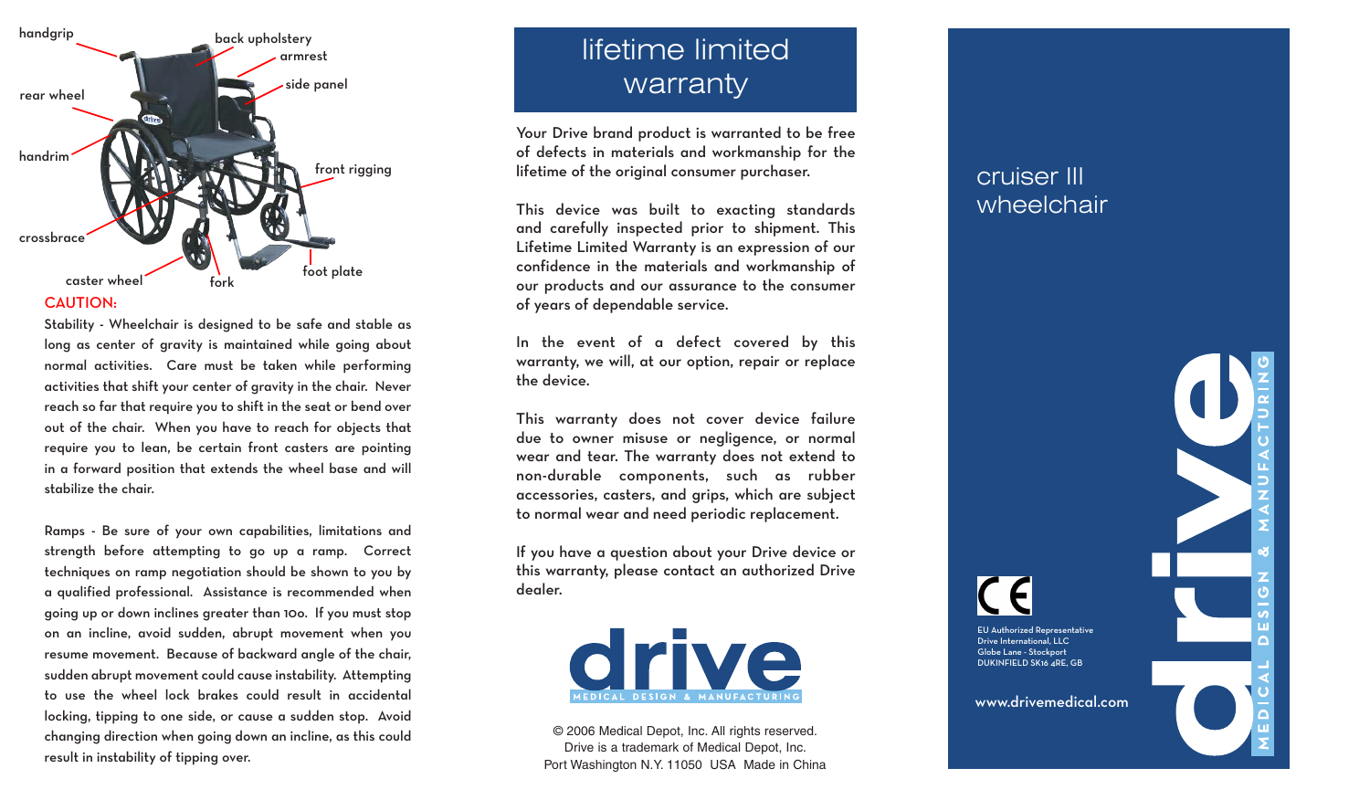handgrip

back upholstery

armrest

rear wheel

side panel

handrim

front rigging

crossbrace

caster wheel

fork

foot plate

**CAUTION:**

Stability - Wheelchair is designed to be safe and stable as long as center of gravity is maintained while going about normal activities. Care must be taken while performing activities that shift your center of gravity in the chair. Never reach so far that require you to shift in the seat or bend over out of the chair. When you have to reach for objects that require you to lean, be certain front casters are pointing in a forward position that extends the wheel base and will stabilize the chair.

Ramps - Be sure of your own capabilities, limitations and strength before attempting to go up a ramp. Correct techniques on ramp negotiation should be shown to you by a qualified professional. Assistance is recommended when going up or down inclines greater than 10o. If you must stop on an incline, avoid sudden, abrupt movement when you resume movement. Because of backward angle of the chair, sudden abrupt movement could cause instability. Attempting to use the wheel lock brakes could result in accidental locking, tipping to one side, or cause a sudden stop. Avoid changing direction when going down an incline, as this could result in instability of tipping over.

# lifetime limited warranty

Your Drive brand product is warranted to be free of defects in materials and workmanship for the lifetime of the original consumer purchaser.

This device was built to exacting standards and carefully inspected prior to shipment. This Lifetime Limited Warranty is an expression of our confidence in the materials and workmanship of our products and our assurance to the consumer of years of dependable service.

In the event of a defect covered by this warranty, we will, at our option, repair or replace the device.

This warranty does not cover device failure due to owner misuse or negligence, or normal wear and tear. The warranty does not extend to non-durable components, such as rubber accessories, casters, and grips, which are subject to normal wear and need periodic replacement.

If you have a question about your Drive device or this warranty, please contact an authorized Drive dealer.

drive
MEDICAL DESIGN & MANUFACTURING

© 2006 Medical Depot, Inc. All rights reserved.
Drive is a trademark of Medical Depot, Inc.
Port Washington N.Y. 11050 USA Made in China

# cruiser III wheelchair

CE

EU Authorized Representative
Drive International, LLC
Globe Lane - Stockport
DUKINFIELD SK16 4RE, GB

www.drivemedical.com

drive
MEDICAL DESIGN & MANUFACTURING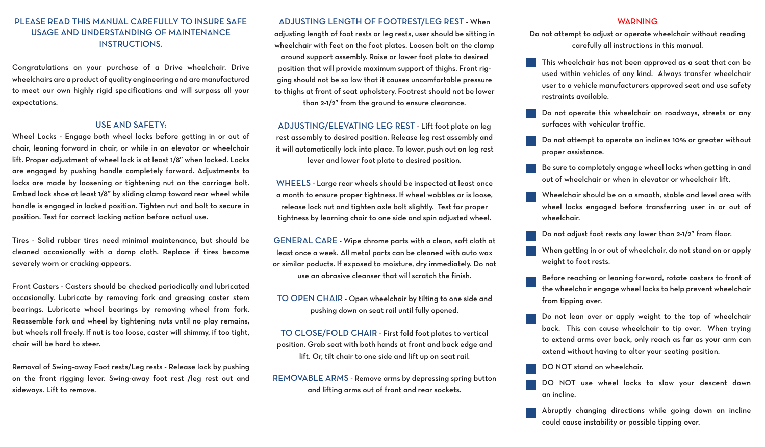## PLEASE READ THIS MANUAL CAREFULLY TO INSURE SAFE USAGE AND UNDERSTANDING OF MAINTENANCE INSTRUCTIONS.

Congratulations on your purchase of a Drive wheelchair. Drive wheelchairs are a product of quality engineering and are manufactured to meet our own highly rigid specifications and will surpass all your expectations.

### USE AND SAFETY:

Wheel Locks - Engage both wheel locks before getting in or out of chair, leaning forward in chair, or while in an elevator or wheelchair lift. Proper adjustment of wheel lock is at least 1/8" when locked. Locks are engaged by pushing handle completely forward. Adjustments to locks are made by loosening or tightening nut on the carriage bolt. Embed lock shoe at least 1/8" by sliding clamp toward rear wheel while handle is engaged in locked position. Tighten nut and bolt to secure in position. Test for correct locking action before actual use.

Tires - Solid rubber tires need minimal maintenance, but should be cleaned occasionally with a damp cloth. Replace if tires become severely worn or cracking appears.

Front Casters - Casters should be checked periodically and lubricated occasionally. Lubricate by removing fork and greasing caster stem bearings. Lubricate wheel bearings by removing wheel from fork. Reassemble fork and wheel by tightening nuts until no play remains, but wheels roll freely. If nut is too loose, caster will shimmy, if too tight, chair will be hard to steer.

Removal of Swing-away Foot rests/Leg rests - Release lock by pushing on the front rigging lever. Swing-away foot rest /leg rest out and sideways. Lift to remove.

**ADJUSTING LENGTH OF FOOTREST/LEG REST** - When adjusting length of foot rests or leg rests, user should be sitting in wheelchair with feet on the foot plates. Loosen bolt on the clamp around support assembly. Raise or lower foot plate to desired position that will provide maximum support of thighs. Front rigging should not be so low that it causes uncomfortable pressure to thighs at front of seat upholstery. Footrest should not be lower than 2-1/2" from the ground to ensure clearance.

**ADJUSTING/ELEVATING LEG REST** - Lift foot plate on leg rest assembly to desired position. Release leg rest assembly and it will automatically lock into place. To lower, push out on leg rest lever and lower foot plate to desired position.

**WHEELS** - Large rear wheels should be inspected at least once a month to ensure proper tightness. If wheel wobbles or is loose, release lock nut and tighten axle bolt slightly. Test for proper tightness by learning chair to one side and spin adjusted wheel.

**GENERAL CARE** - Wipe chrome parts with a clean, soft cloth at least once a week. All metal parts can be cleaned with auto wax or similar poducts. If exposed to moisture, dry immediately. Do not use an abrasive cleanser that will scratch the finish.

**TO OPEN CHAIR** - Open wheelchair by tilting to one side and pushing down on seat rail until fully opened.

**TO CLOSE/FOLD CHAIR** - First fold foot plates to vertical position. Grab seat with both hands at front and back edge and lift. Or, tilt chair to one side and lift up on seat rail.

**REMOVABLE ARMS** - Remove arms by depressing spring button and lifting arms out of front and rear sockets.

### WARNING

Do not attempt to adjust or operate wheelchair without reading carefully all instructions in this manual.

- This wheelchair has not been approved as a seat that can be used within vehicles of any kind. Always transfer wheelchair user to a vehicle manufacturers approved seat and use safety restraints available.
- Do not operate this wheelchair on roadways, streets or any surfaces with vehicular traffic.
- Do not attempt to operate on inclines 10% or greater without proper assistance.
- Be sure to completely engage wheel locks when getting in and out of wheelchair or when in elevator or wheelchair lift.
- Wheelchair should be on a smooth, stable and level area with wheel locks engaged before transferring user in or out of wheelchair.
- Do not adjust foot rests any lower than 2-1/2" from floor.
- When getting in or out of wheelchair, do not stand on or apply weight to foot rests.
- Before reaching or leaning forward, rotate casters to front of the wheelchair engage wheel locks to help prevent wheelchair from tipping over.
- Do not lean over or apply weight to the top of wheelchair back. This can cause wheelchair to tip over. When trying to extend arms over back, only reach as far as your arm can extend without having to alter your seating position.
- DO NOT stand on wheelchair.
- DO NOT use wheel locks to slow your descent down an incline.
- Abruptly changing directions while going down an incline could cause instability or possible tipping over.